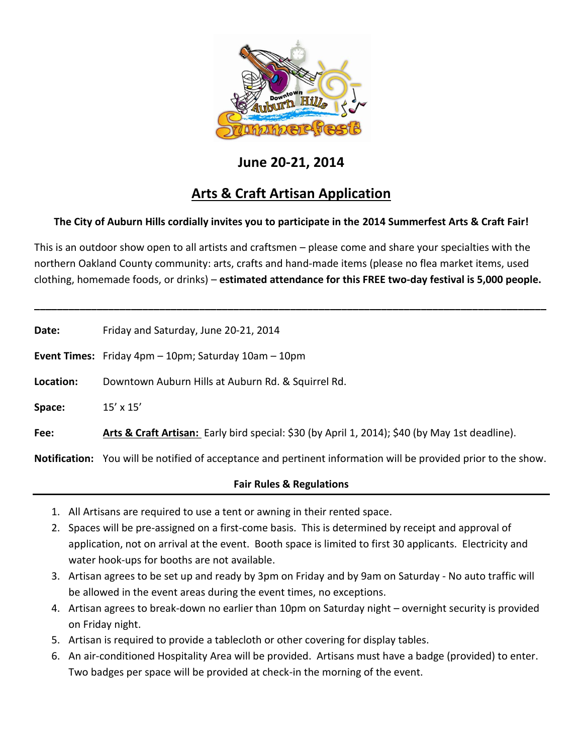## June 20-21, 2014

# Arts & Craft Artisan Application

**The City of Auburn Hills cordially invites you to participate in the 2014 Summerfest Arts & Craft Fair!**

This is an outdoor show open to all artists and craftsmen – please come and share your specialties with the northern Oakland County community: arts, crafts and hand-made items (please no flea market items, used clothing, homemade foods, or drinks) – **estimated attendance for this FREE two-day festival is 5,000 people.**

---

**Date:** Friday and Saturday, June 20-21, 2014

**Event Times:** Friday 4pm – 10pm; Saturday 10am – 10pm

**Location:** Downtown Auburn Hills at Auburn Rd. & Squirrel Rd.

**Space:** 15' x 15'

**Fee:** **Arts & Craft Artisan:** Early bird special: $30 (by April 1, 2014); $40 (by May 1st deadline).

**Notification:** You will be notified of acceptance and pertinent information will be provided prior to the show.

### Fair Rules & Regulations

1. All Artisans are required to use a tent or awning in their rented space.
2. Spaces will be pre-assigned on a first-come basis. This is determined by receipt and approval of application, not on arrival at the event. Booth space is limited to first 30 applicants. Electricity and water hook-ups for booths are not available.
3. Artisan agrees to be set up and ready by 3pm on Friday and by 9am on Saturday - No auto traffic will be allowed in the event areas during the event times, no exceptions.
4. Artisan agrees to break-down no earlier than 10pm on Saturday night – overnight security is provided on Friday night.
5. Artisan is required to provide a tablecloth or other covering for display tables.
6. An air-conditioned Hospitality Area will be provided. Artisans must have a badge (provided) to enter. Two badges per space will be provided at check-in the morning of the event.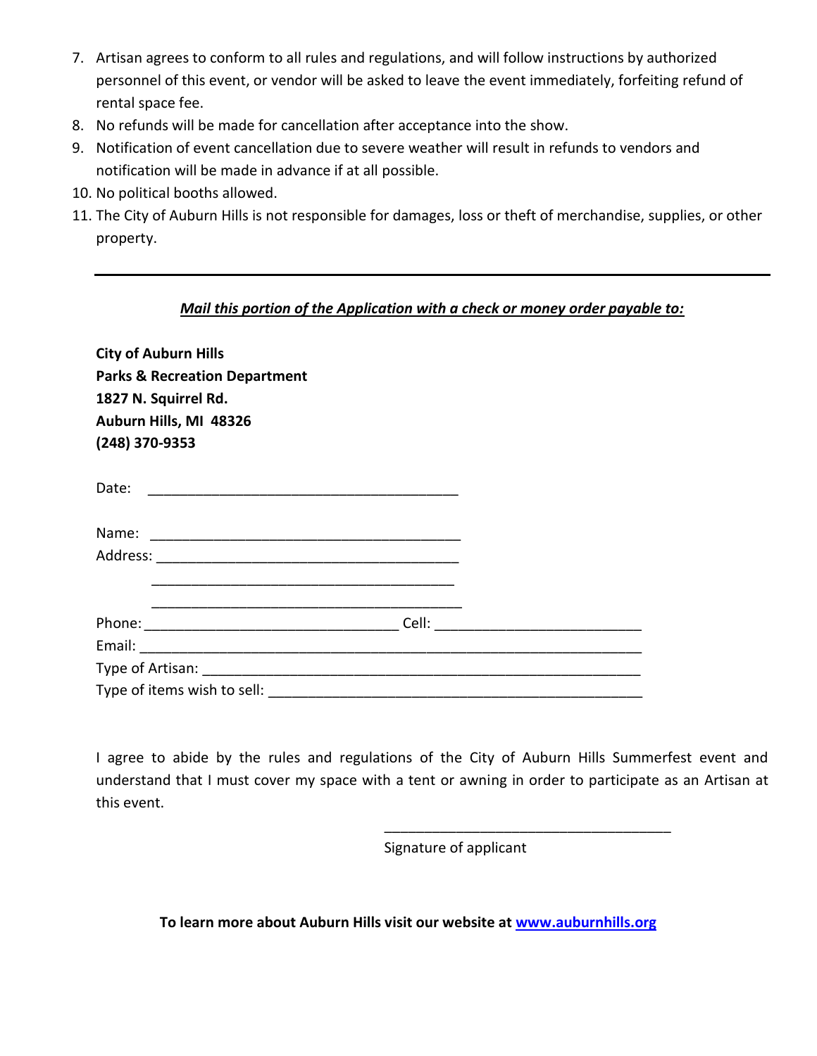7. Artisan agrees to conform to all rules and regulations, and will follow instructions by authorized personnel of this event, or vendor will be asked to leave the event immediately, forfeiting refund of rental space fee.
8. No refunds will be made for cancellation after acceptance into the show.
9. Notification of event cancellation due to severe weather will result in refunds to vendors and notification will be made in advance if at all possible.
10. No political booths allowed.
11. The City of Auburn Hills is not responsible for damages, loss or theft of merchandise, supplies, or other property.

---

***Mail this portion of the Application with a check or money order payable to:***

**City of Auburn Hills**
**Parks & Recreation Department**
**1827 N. Squirrel Rd.**
**Auburn Hills, MI 48326**
**(248) 370-9353**

Date: ________________________________________

Name: ________________________________________
Address: ________________________________________
________________________________________
________________________________________
Phone: ________________________________ Cell: __________________________
Email: ________________________________________________________________
Type of Artisan: ________________________________________________________
Type of items wish to sell: ________________________________________________

I agree to abide by the rules and regulations of the City of Auburn Hills Summerfest event and understand that I must cover my space with a tent or awning in order to participate as an Artisan at this event.

____________________________________
Signature of applicant

**To learn more about Auburn Hills visit our website at [www.auburnhills.org](http://www.auburnhills.org)**